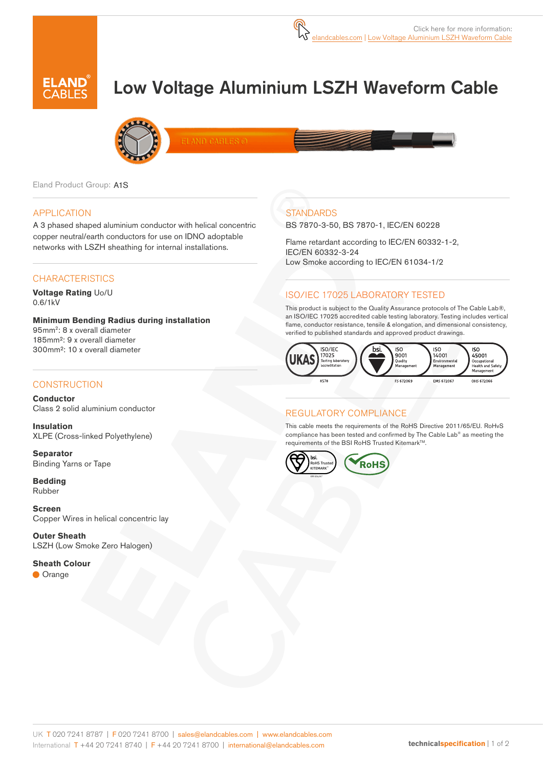Click here for more information:
elandcables.com | Low Voltage Aluminium LSZH Waveform Cable

# Low Voltage Aluminium LSZH Waveform Cable

Eland Product Group: A1S

## APPLICATION

A 3 phased shaped aluminium conductor with helical concentric copper neutral/earth conductors for use on IDNO adoptable networks with LSZH sheathing for internal installations.

## CHARACTERISTICS

**Voltage Rating** Uo/U
0.6/1kV

**Minimum Bending Radius during installation**
95mm²: 8 x overall diameter
185mm²: 9 x overall diameter
300mm²: 10 x overall diameter

## CONSTRUCTION

**Conductor**
Class 2 solid aluminium conductor

**Insulation**
XLPE (Cross-linked Polyethylene)

**Separator**
Binding Yarns or Tape

**Bedding**
Rubber

**Screen**
Copper Wires in helical concentric lay

**Outer Sheath**
LSZH (Low Smoke Zero Halogen)

**Sheath Colour**
Orange

## STANDARDS

BS 7870-3-50, BS 7870-1, IEC/EN 60228

Flame retardant according to IEC/EN 60332-1-2, IEC/EN 60332-3-24
Low Smoke according to IEC/EN 61034-1/2

## ISO/IEC 17025 LABORATORY TESTED

This product is subject to the Quality Assurance protocols of The Cable Lab®, an ISO/IEC 17025 accredited cable testing laboratory. Testing includes vertical flame, conductor resistance, tensile & elongation, and dimensional consistency, verified to published standards and approved product drawings.

UKAS ISO/IEC 17025 Testing laboratory accreditation 8578 | bsi. ISO 9001 Quality Management FS 672069 | ISO 14001 Environmental Management EMS 672067 | ISO 45001 Occupational Health and Safety Management OHS 672066

## REGULATORY COMPLIANCE

This cable meets the requirements of the RoHS Directive 2011/65/EU. RoHvS compliance has been tested and confirmed by The Cable Lab® as meeting the requirements of the BSI RoHS Trusted Kitemark™.

bsi. RoHS Trusted KITEMARK™ | RoHS

UK T 020 7241 8787 | F 020 7241 8700 | sales@elandcables.com | www.elandcables.com
International T +44 20 7241 8740 | F +44 20 7241 8700 | international@elandcables.com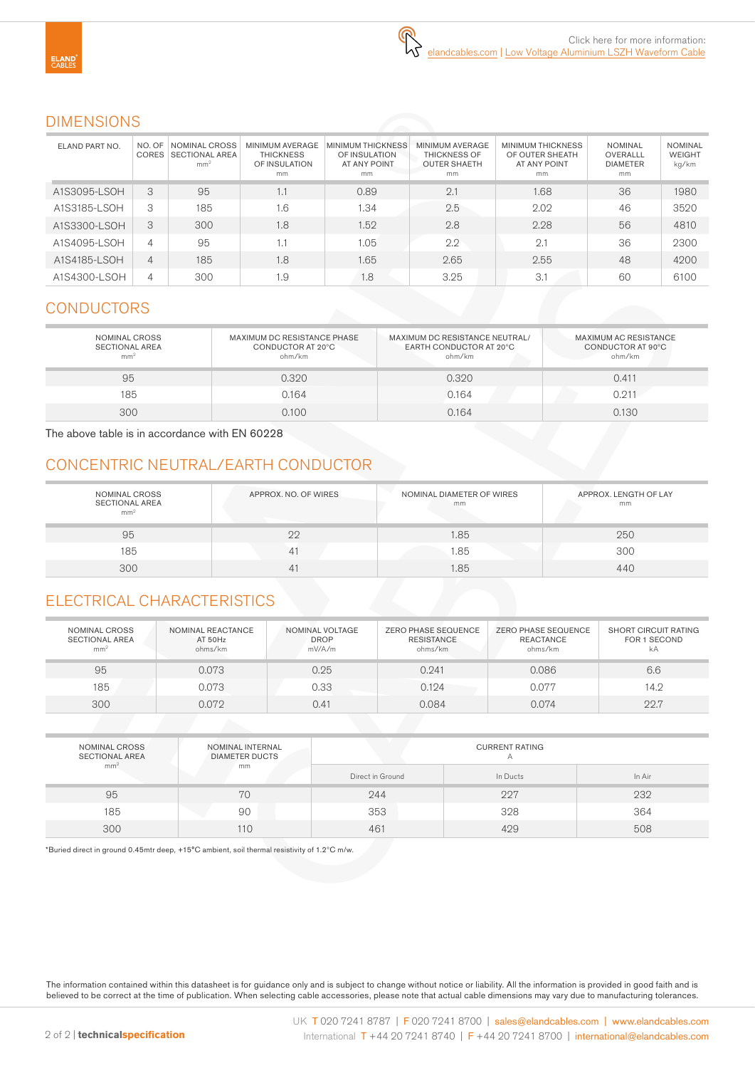Click here for more information:
elandcables.com | Low Voltage Aluminium LSZH Waveform Cable

## DIMENSIONS

| ELAND PART NO. | NO. OF CORES | NOMINAL CROSS SECTIONAL AREA mm² | MINIMUM AVERAGE THICKNESS OF INSULATION mm | MINIMUM THICKNESS OF INSULATION AT ANY POINT mm | MINIMUM AVERAGE THICKNESS OF OUTER SHAETH mm | MINIMUM THICKNESS OF OUTER SHEATH AT ANY POINT mm | NOMINAL OVERALLL DIAMETER mm | NOMINAL WEIGHT kg/km |
|---|---|---|---|---|---|---|---|---|
| A1S3095-LSOH | 3 | 95 | 1.1 | 0.89 | 2.1 | 1.68 | 36 | 1980 |
| A1S3185-LSOH | 3 | 185 | 1.6 | 1.34 | 2.5 | 2.02 | 46 | 3520 |
| A1S3300-LSOH | 3 | 300 | 1.8 | 1.52 | 2.8 | 2.28 | 56 | 4810 |
| A1S4095-LSOH | 4 | 95 | 1.1 | 1.05 | 2.2 | 2.1 | 36 | 2300 |
| A1S4185-LSOH | 4 | 185 | 1.8 | 1.65 | 2.65 | 2.55 | 48 | 4200 |
| A1S4300-LSOH | 4 | 300 | 1.9 | 1.8 | 3.25 | 3.1 | 60 | 6100 |

## CONDUCTORS

| NOMINAL CROSS SECTIONAL AREA mm² | MAXIMUM DC RESISTANCE PHASE CONDUCTOR AT 20°C ohm/km | MAXIMUM DC RESISTANCE NEUTRAL/ EARTH CONDUCTOR AT 20°C ohm/km | MAXIMUM AC RESISTANCE CONDUCTOR AT 90°C ohm/km |
|---|---|---|---|
| 95 | 0.320 | 0.320 | 0.411 |
| 185 | 0.164 | 0.164 | 0.211 |
| 300 | 0.100 | 0.164 | 0.130 |

The above table is in accordance with EN 60228

## CONCENTRIC NEUTRAL/EARTH CONDUCTOR

| NOMINAL CROSS SECTIONAL AREA mm² | APPROX. NO. OF WIRES | NOMINAL DIAMETER OF WIRES mm | APPROX. LENGTH OF LAY mm |
|---|---|---|---|
| 95 | 22 | 1.85 | 250 |
| 185 | 41 | 1.85 | 300 |
| 300 | 41 | 1.85 | 440 |

## ELECTRICAL CHARACTERISTICS

| NOMINAL CROSS SECTIONAL AREA mm² | NOMINAL REACTANCE AT 50Hz ohms/km | NOMINAL VOLTAGE DROP mV/A/m | ZERO PHASE SEQUENCE RESISTANCE ohms/km | ZERO PHASE SEQUENCE REACTANCE ohms/km | SHORT CIRCUIT RATING FOR 1 SECOND kA |
|---|---|---|---|---|---|
| 95 | 0.073 | 0.25 | 0.241 | 0.086 | 6.6 |
| 185 | 0.073 | 0.33 | 0.124 | 0.077 | 14.2 |
| 300 | 0.072 | 0.41 | 0.084 | 0.074 | 22.7 |

| NOMINAL CROSS SECTIONAL AREA mm² | NOMINAL INTERNAL DIAMETER DUCTS mm | CURRENT RATING A | | |
|---|---|---|---|---|
| | | Direct in Ground | In Ducts | In Air |
| 95 | 70 | 244 | 227 | 232 |
| 185 | 90 | 353 | 328 | 364 |
| 300 | 110 | 461 | 429 | 508 |

*Buried direct in ground 0.45mtr deep, +15°C ambient, soil thermal resistivity of 1.2°C m/w.

The information contained within this datasheet is for guidance only and is subject to change without notice or liability. All the information is provided in good faith and is believed to be correct at the time of publication. When selecting cable accessories, please note that actual cable dimensions may vary due to manufacturing tolerances.

UK T 020 7241 8787 | F 020 7241 8700 | sales@elandcables.com | www.elandcables.com
International T +44 20 7241 8740 | F +44 20 7241 8700 | international@elandcables.com